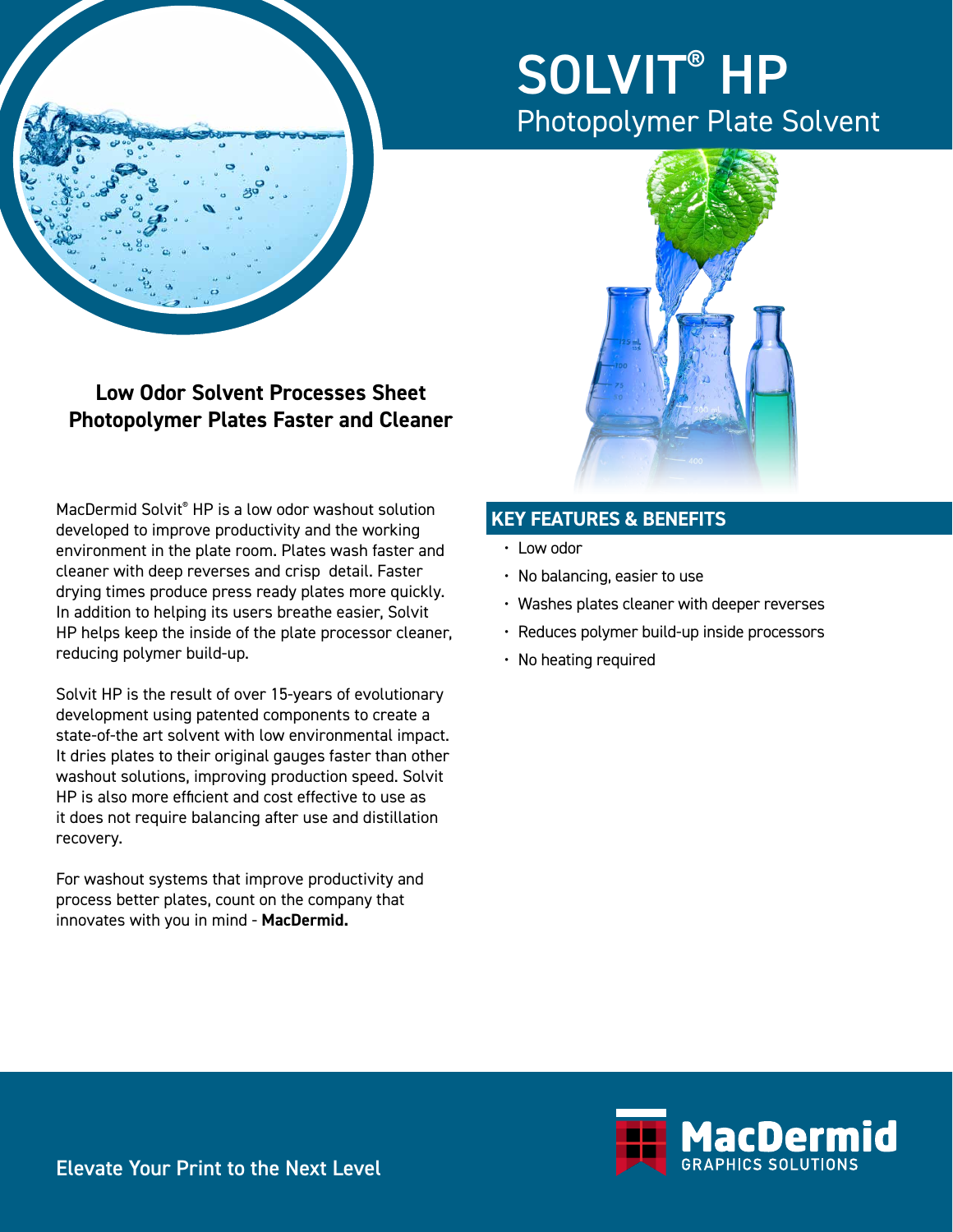# SOLVIT® HP

## Photopolymer Plate Solvent

### Low Odor Solvent Processes Sheet Photopolymer Plates Faster and Cleaner

MacDermid Solvit® HP is a low odor washout solution developed to improve productivity and the working environment in the plate room. Plates wash faster and cleaner with deep reverses and crisp detail. Faster drying times produce press ready plates more quickly. In addition to helping its users breathe easier, Solvit HP helps keep the inside of the plate processor cleaner, reducing polymer build-up.

Solvit HP is the result of over 15-years of evolutionary development using patented components to create a state-of-the art solvent with low environmental impact. It dries plates to their original gauges faster than other washout solutions, improving production speed. Solvit HP is also more efficient and cost effective to use as it does not require balancing after use and distillation recovery.

For washout systems that improve productivity and process better plates, count on the company that innovates with you in mind - **MacDermid.**

## KEY FEATURES & BENEFITS

- Low odor
- No balancing, easier to use
- Washes plates cleaner with deeper reverses
- Reduces polymer build-up inside processors
- No heating required

Elevate Your Print to the Next Level

MacDermid GRAPHICS SOLUTIONS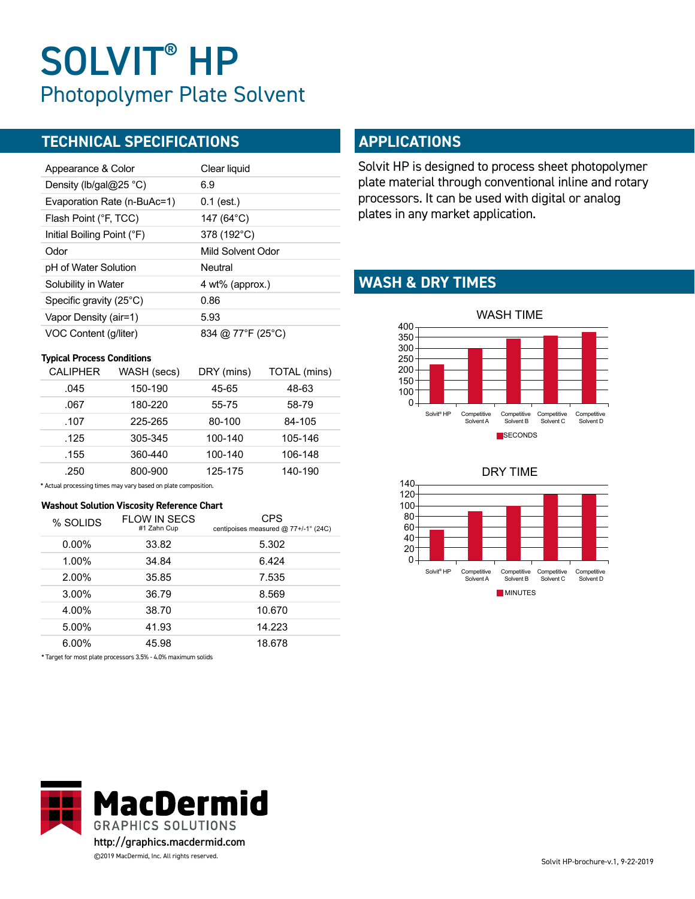# SOLVIT® HP

## Photopolymer Plate Solvent

## TECHNICAL SPECIFICATIONS

| | |
|---|---|
| Appearance & Color | Clear liquid |
| Density (lb/gal@25 °C) | 6.9 |
| Evaporation Rate (n-BuAc=1) | 0.1 (est.) |
| Flash Point (°F, TCC) | 147 (64°C) |
| Initial Boiling Point (°F) | 378 (192°C) |
| Odor | Mild Solvent Odor |
| pH of Water Solution | Neutral |
| Solubility in Water | 4 wt% (approx.) |
| Specific gravity (25°C) | 0.86 |
| Vapor Density (air=1) | 5.93 |
| VOC Content (g/liter) | 834 @ 77°F (25°C) |

**Typical Process Conditions**

| CALIPHER | WASH (secs) | DRY (mins) | TOTAL (mins) |
|---|---|---|---|
| .045 | 150-190 | 45-65 | 48-63 |
| .067 | 180-220 | 55-75 | 58-79 |
| .107 | 225-265 | 80-100 | 84-105 |
| .125 | 305-345 | 100-140 | 105-146 |
| .155 | 360-440 | 100-140 | 106-148 |
| .250 | 800-900 | 125-175 | 140-190 |

* Actual processing times may vary based on plate composition.

**Washout Solution Viscosity Reference Chart**

| % SOLIDS | FLOW IN SECS #1 Zahn Cup | CPS centipoises measured @ 77+/-1° (24C) |
|---|---|---|
| 0.00% | 33.82 | 5.302 |
| 1.00% | 34.84 | 6.424 |
| 2.00% | 35.85 | 7.535 |
| 3.00% | 36.79 | 8.569 |
| 4.00% | 38.70 | 10.670 |
| 5.00% | 41.93 | 14.223 |
| 6.00% | 45.98 | 18.678 |

* Target for most plate processors 3.5% - 4.0% maximum solids

## APPLICATIONS

Solvit HP is designed to process sheet photopolymer plate material through conventional inline and rotary processors. It can be used with digital or analog plates in any market application.

## WASH & DRY TIMES

WASH TIME

400
350
300
250
200
150
100
0

Solvit® HP
Competitive Solvent A
Competitive Solvent B
Competitive Solvent C
Competitive Solvent D

SECONDS

DRY TIME

140
120
100
80
60
40
20
0

Solvit® HP
Competitive Solvent A
Competitive Solvent B
Competitive Solvent C
Competitive Solvent D

MINUTES

MacDermid
GRAPHICS SOLUTIONS
http://graphics.macdermid.com
©2019 MacDermid, Inc. All rights reserved.

Solvit HP-brochure-v.1, 9-22-2019